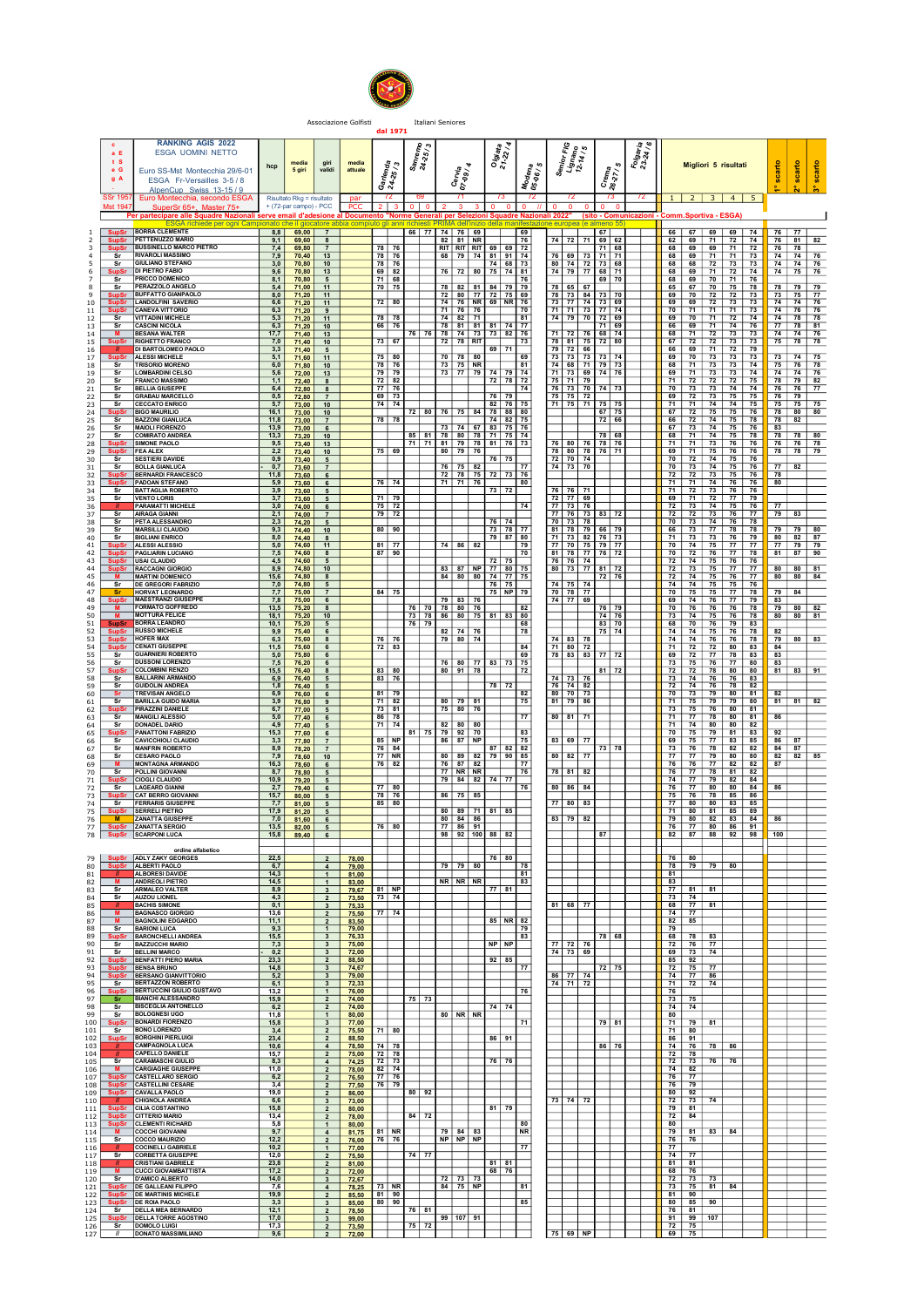Associazione Golfisti Italiani Seniores

dal 1971

**RANKING AGIS 2022**
**ESGA UOMINI NETTO**

Euro SS-Mst Montecchia 29/6-01
ESGA Fr-Versailles 3-5/8
AlpenCup Swiss 13-15/9

SSr 1957 Euro Montecchia, secondo ESGA
Mst 1947 SuperSr 65+ Master 75+

Risultato Rkg = risultato + (72-par campo) - PCC

Per partecipare alle Squadre Nazionali serve email d'adesione al Documento "Norme Generali per Selezioni Squadre Nazionali 2022" (sito - Comunicazioni - Comm.Sportiva - ESGA)

ESGA richiede per ogni Campionato che il giocatore abbia compiuto gli anni richiesti PRIMA dell'inizio della manifestazione europea (e almeno 55)

| # | cat ESGA | Nome | hcp | media 5 giri | giri validi | media attuale | Garlenda 24-25/3 | | Sanremo 24-25/3 | | Cervia 07-09/4 | | | Olgiata 21-22/4 | | | Modena 05-06/5 | Senior FIG Lignano 12-14/5 | | | Crema 26-27/5 | | Foglia 23-24/6 | Migliori 5 risultati | | | | | 1° scarto | 2° scarto | 3° scarto |
|---|---|---|---|---|---|---|---|---|---|---|---|---|---|---|---|---|---|---|---|---|---|---|---|---|---|---|---|---|---|---|---|
| | | | | | | par | 72 | | 69 | | 71 | | | 73 | | | 72 | 72 | | | 73 | | 72 | 1 | 2 | 3 | 4 | 5 | | | |
| | | | | | | PCC | 2 | 3 | 0 | 0 | 2 | 3 | 3 | 0 | 0 | 0 | // | 0 | 0 | 0 | 0 | 0 | | | | | | | | | |
| 1 | SupSr | BORRA CLEMENTE | 8,8 | 69,00 | 7 | | | | 66 | 77 | 74 | 76 | 69 | | | | 69 | | | | 67 | | | 66 | 67 | 69 | 69 | 74 | 76 | 77 | |
| 2 | SupSr | PETTENUZZO MARIO | 9,1 | 69,60 | 8 | | | | | | 82 | 81 | NR | | | | 76 | 74 | 72 | 71 | 69 | 62 | | 62 | 69 | 71 | 72 | 74 | 76 | 81 | 82 |
| 3 | SupSr | BUSSINELLO MARCO PIETRO | 7,4 | 69,80 | 7 | | 78 | 76 | | | RIT | RIT | RIT | 69 | 69 | 72 | | | | | 71 | 68 | | 68 | 69 | 69 | 71 | 72 | 76 | 78 | |
| 4 | Sr | RIVAROLI MASSIMO | 7,9 | 70,40 | 13 | | 78 | 76 | | | 68 | 79 | 74 | 81 | 91 | 74 | | 76 | 69 | 73 | 71 | 71 | | 68 | 69 | 71 | 71 | 73 | 74 | 74 | 76 |
| 5 | Sr | GIULIANO STEFANO | 3,0 | 70,80 | 10 | | 78 | 76 | | | | | | 74 | 68 | 73 | | 80 | 74 | 72 | 73 | 68 | | 68 | 68 | 72 | 73 | 73 | 74 | 74 | 76 |
| 6 | SupSr | DI PIETRO FABIO | 9,6 | 70,80 | 13 | | 69 | 82 | | | 76 | 72 | 80 | 75 | 74 | 81 | | 74 | 79 | 77 | 68 | 71 | | 68 | 69 | 71 | 72 | 74 | 74 | 75 | 76 |
| 7 | Sr | PRICCO DOMENICO | 8,1 | 70,80 | 5 | | 71 | 68 | | | | | | | | | 76 | | | | 69 | 70 | | 68 | 69 | 70 | 71 | 76 | | | |
| 8 | Sr | PERAZZOLO ANGELO | 5,4 | 71,00 | 11 | | 70 | 75 | | | 78 | 82 | 81 | 84 | 79 | 79 | | 78 | 65 | 67 | | | | 65 | 67 | 70 | 75 | 78 | 78 | 79 | 79 |
| 9 | SupSr | BUFFATTO GIANPAOLO | 8,0 | 71,20 | 11 | | | | | | 72 | 80 | 77 | 72 | 75 | 69 | | 78 | 73 | 84 | 73 | 70 | | 69 | 70 | 72 | 72 | 73 | 73 | 75 | 77 |
| 10 | SupSr | LANDOLFINI SAVERIO | 6,6 | 71,20 | 11 | | 72 | 80 | | | 74 | 76 | NR | 69 | NR | | 76 | 73 | 77 | 74 | 73 | 69 | | 69 | 69 | 72 | 73 | 73 | 74 | 74 | 76 |
| 11 | Sr | CANEVA VITTORIO | 6,3 | 71,20 | 9 | | | | | | 71 | 76 | 76 | | | | 70 | 71 | 71 | 73 | 77 | 74 | | 70 | 71 | 71 | 71 | 73 | 74 | 76 | 76 |
| 12 | Sr | VITTADINI MICHELE | 5,3 | 71,20 | 11 | | 78 | 78 | | | 74 | 82 | 71 | | | | 81 | 74 | 79 | 70 | 72 | 69 | | 69 | 70 | 71 | 72 | 74 | 74 | 78 | 78 |
| 13 | Sr | CASCINI NICOLA | 6,3 | 71,20 | 10 | | 66 | 76 | | | 78 | 81 | 81 | 81 | 74 | 77 | | | | | 71 | 69 | | 66 | 69 | 71 | 74 | 76 | 77 | 78 | 81 |
| 14 | M | BESANA WALTER | 17,7 | 71,40 | 13 | | | | 76 | 76 | 78 | 74 | 73 | 73 | 82 | 76 | | 71 | 72 | 76 | 68 | 74 | | 68 | 71 | 72 | 73 | 73 | 74 | 74 | 76 |
| 15 | SupSr | RIGHETTO FRANCO | 7,0 | 71,40 | 10 | | 73 | 67 | | | 72 | 78 | RIT | | | | 73 | 78 | 81 | 75 | 72 | 80 | | 67 | 72 | 72 | 73 | 73 | 75 | 78 | 78 |
| 16 | // | DI BARTOLOMEO PAOLO | 3,3 | 71,40 | 5 | | | | | | | | | 69 | 71 | | | 79 | 72 | 66 | | | | 66 | 69 | 71 | 72 | 79 | | | |
| 17 | SupSr | ALESSI MICHELE | 5,1 | 71,60 | 11 | | 75 | 80 | | | 70 | 78 | 80 | | | | 69 | 73 | 73 | 73 | 73 | 74 | | 69 | 70 | 73 | 73 | 73 | 73 | 74 | 75 |
| 18 | Sr | TRISORIO MORENO | 6,0 | 71,80 | 10 | | 78 | 76 | | | 73 | 75 | NR | | | | 81 | 74 | 68 | 71 | 79 | 73 | | 68 | 71 | 73 | 73 | 74 | 75 | 76 | 78 |
| 19 | Sr | LOMBARDINI CELSO | 5,6 | 72,00 | 13 | | 79 | 79 | | | 73 | 77 | 79 | 74 | 79 | 74 | | 71 | 73 | 69 | 74 | 76 | | 69 | 71 | 73 | 73 | 74 | 74 | 74 | 76 |
| 20 | Sr | FRANCO MASSIMO | 1,1 | 72,40 | 8 | | 72 | 82 | | | | | | 72 | 76 | 72 | | 75 | 71 | 79 | | | | 71 | 72 | 72 | 72 | 75 | 78 | 79 | 82 |
| 21 | Sr | BELLIA GIUSEPPE | 6,4 | 72,80 | 8 | | 77 | 76 | | | | | | | | | 74 | 76 | 73 | 70 | 74 | 73 | | 70 | 73 | 73 | 74 | 74 | 76 | 76 | 77 |
| 22 | Sr | GRABAU MARCELLO | 0,5 | 72,80 | 7 | | 69 | 73 | | | | | | 76 | 79 | | | 75 | 75 | 72 | | | | 69 | 72 | 73 | 75 | 75 | 76 | 79 | |
| 23 | Sr | CECCATO ENRICO | 5,7 | 73,00 | 10 | | 74 | 74 | | | | | | 82 | 76 | 75 | | 71 | 75 | 71 | 75 | 75 | | 71 | 71 | 74 | 74 | 75 | 75 | 75 | 75 |
| 24 | SupSr | BIGO MAURIZIO | 16,1 | 73,00 | 10 | | | | 72 | 80 | 76 | 75 | 84 | 78 | 88 | 80 | | | | | 67 | 75 | | 67 | 72 | 75 | 75 | 76 | 78 | 80 | 80 |
| 25 | Sr | BAZZONI GIANLUCA | 11,8 | 73,00 | 7 | | 78 | 78 | | | | | | 74 | 82 | 75 | | | | | 72 | 66 | | 66 | 72 | 74 | 75 | 78 | 78 | 82 | |
| 26 | Sr | MAIOLI FIORENZO | 13,9 | 73,00 | 6 | | | | | | 73 | 74 | 67 | 83 | 75 | 76 | | | | | | | | 67 | 73 | 74 | 75 | 76 | 83 | | |
| 27 | Sr | COMIRATO ANDREA | 13,3 | 73,20 | 10 | | | | 85 | 81 | 78 | 80 | 78 | 71 | 75 | 74 | | | | | 78 | 68 | | 68 | 71 | 74 | 75 | 78 | 78 | 78 | 80 |
| 28 | SupSr | SIMONE PAOLO | 9,5 | 73,40 | 13 | | | | 71 | 71 | 81 | 79 | 78 | 81 | 76 | 73 | | 76 | 80 | 76 | 78 | 76 | | 71 | 71 | 73 | 76 | 76 | 76 | 76 | 78 |
| 29 | SupSr | FEA ALEX | 2,2 | 73,40 | 10 | | 75 | 69 | | | 80 | 79 | 76 | | | | | 78 | 80 | 78 | 76 | 71 | | 69 | 71 | 75 | 76 | 76 | 78 | 78 | 79 |
| 30 | Sr | SESTIERI DAVIDE | 0,9 | 73,40 | 5 | | | | | | | | | 76 | 75 | | | 72 | 70 | 74 | | | | 70 | 72 | 74 | 75 | 76 | | | |
| 31 | Sr | BOLLA GIANLUCA | 0,7 | 73,60 | 7 | | | | | | 76 | 75 | 82 | | | | 77 | 74 | 73 | 70 | | | | 70 | 73 | 74 | 75 | 76 | 77 | 82 | |
| 32 | SupSr | BERNARDI FRANCESCO | 11,8 | 73,60 | 6 | | | | | | 72 | 78 | 75 | 72 | 73 | 76 | | | | | | | | 72 | 72 | 73 | 75 | 76 | 78 | | |
| 33 | SupSr | PADOAN STEFANO | 5,9 | 73,60 | 6 | | 76 | 74 | | | 71 | 71 | 76 | | | | 80 | | | | | | | 71 | 71 | 74 | 76 | 76 | 80 | | |
| 34 | Sr | BATTAGLIA ROBERTO | 3,9 | 73,60 | 5 | | | | | | | | | 73 | 72 | | | 76 | 76 | 71 | | | | 71 | 72 | 73 | 76 | 76 | | | |
| 35 | Sr | VENTO LORIS | 3,7 | 73,60 | 5 | | 71 | 79 | | | | | | | | | | 72 | 77 | 69 | | | | 69 | 71 | 72 | 77 | 79 | | | |
| 36 | // | PARAMATTI MICHELE | 3,0 | 74,00 | 6 | | 75 | 72 | | | | | | | | | 74 | 77 | 73 | 76 | | | | 72 | 73 | 74 | 75 | 76 | 77 | | |
| 37 | Sr | AIRAGA GIANNI | 2,1 | 74,00 | 7 | | 79 | 72 | | | | | | | | | | 77 | 76 | 73 | 83 | 72 | | 72 | 72 | 73 | 76 | 77 | 79 | 83 | |
| 38 | Sr | PETA ALESSANDRO | 2,3 | 74,20 | 5 | | | | | | | | | 76 | 74 | | | 70 | 73 | 78 | | | | 70 | 73 | 74 | 76 | 78 | | | |
| 39 | Sr | MARSILLI CLAUDIO | 9,3 | 74,40 | 10 | | 80 | 90 | | | | | | 73 | 78 | 77 | | 81 | 78 | 79 | 66 | 79 | | 66 | 73 | 77 | 78 | 78 | 79 | 79 | 80 |
| 40 | Sr | BIGLIANI ENRICO | 8,0 | 74,40 | 8 | | | | | | | | | 79 | 87 | 80 | | 71 | 73 | 82 | 76 | 73 | | 71 | 73 | 76 | 79 | 80 | 80 | 82 | 87 |
| 41 | SupSr | ALESSI ALESSIO | 5,0 | 74,60 | 11 | | 81 | 77 | | | 74 | 86 | 82 | | | | 79 | 77 | 70 | 75 | 79 | 77 | | 70 | 74 | 75 | 77 | 77 | 77 | 79 | 79 |
| 42 | SupSr | PAGLIARIN LUCIANO | 7,5 | 74,60 | 8 | | 87 | 90 | | | | | | | | | 70 | 81 | 78 | 77 | 76 | 72 | | 70 | 72 | 76 | 77 | 78 | 81 | 87 | 90 |
| 43 | SupSr | USAI CLAUDIO | 4,5 | 74,60 | 5 | | | | | | | | | 72 | 75 | | | 76 | 76 | 74 | | | | 72 | 74 | 75 | 76 | 76 | | | |
| 44 | SupSr | RACCAGNI GIORGIO | 8,9 | 74,80 | 10 | | | | | | 83 | 87 | NP | 77 | 80 | 75 | | 80 | 73 | 77 | 81 | 72 | | 72 | 73 | 75 | 77 | 77 | 80 | 80 | 81 |
| 45 | M | MARTINI DOMENICO | 15,6 | 74,80 | 8 | | | | | | 84 | 80 | 80 | 74 | 77 | 75 | | | | | 72 | 76 | | 72 | 74 | 75 | 76 | 77 | 80 | 80 | 84 |
| 46 | Sr | DE GREGORI FABRIZIO | 7,0 | 74,80 | 5 | | | | | | | | | 76 | 75 | | | 74 | 75 | 74 | | | | 74 | 74 | 75 | 75 | 76 | | | |
| 47 | Sr | HORVAT LEONARDO | 7,7 | 75,00 | 7 | | 84 | 75 | | | | | | 75 | NP | 79 | | 70 | 78 | 77 | | | | 70 | 75 | 75 | 77 | 78 | 79 | 84 | |
| 48 | SupSr | MAESTRANZI GIUSEPPE | 7,8 | 75,00 | 6 | | | | | | 79 | 83 | 76 | | | | | 74 | 77 | 69 | | | | 69 | 74 | 76 | 77 | 79 | 83 | | |
| 49 | M | FORMATO GOFFREDO | 13,5 | 75,20 | 8 | | | | 76 | 70 | 78 | 80 | 76 | | | | 82 | | | | 76 | 79 | | 70 | 76 | 76 | 76 | 78 | 79 | 80 | 82 |
| 50 | M | MOTTURA FELICE | 18,1 | 75,20 | 10 | | | | 73 | 78 | 86 | 80 | 75 | 81 | 83 | 80 | | | | | 74 | 76 | | 73 | 74 | 75 | 76 | 78 | 80 | 80 | 81 |
| 51 | SupSr | BORRA LEANDRO | 10,1 | 75,20 | 5 | | | | 76 | 79 | | | | | | | 68 | | | | 83 | 70 | | 68 | 70 | 76 | 79 | 83 | | | |
| 52 | SupSr | RUSSO MICHELE | 9,9 | 75,40 | 6 | | | | | | 82 | 74 | 76 | | | | 78 | | | | 75 | 74 | | 74 | 74 | 75 | 76 | 78 | 82 | | |
| 53 | SupSr | HOFER MAX | 6,3 | 75,60 | 8 | | 76 | 76 | | | 79 | 80 | 74 | | | | | 74 | 83 | 78 | | | | 74 | 74 | 76 | 76 | 78 | 79 | 80 | 83 |
| 54 | SupSr | CENATI GIUSEPPE | 11,5 | 75,60 | 6 | | 72 | 83 | | | | | | | | | 84 | 71 | 80 | 72 | | | | 71 | 72 | 72 | 80 | 83 | 84 | | |
| 55 | Sr | GUARNIERI ROBERTO | 5,0 | 75,80 | 6 | | | | | | | | | | | | 69 | 78 | 83 | 83 | 77 | 72 | | 69 | 72 | 77 | 78 | 83 | 83 | | |
| 56 | Sr | DUSSONI LORENZO | 7,5 | 76,20 | 6 | | | | | | 76 | 80 | 77 | 83 | 73 | 75 | | | | | | | | 73 | 75 | 76 | 77 | 80 | 83 | | |
| 57 | SupSr | COLOMBINI ENRICO | 15,5 | 76,40 | 8 | | 83 | 80 | | | 80 | 91 | 78 | | | | 72 | | | | 81 | 72 | | 72 | 72 | 78 | 80 | 80 | 81 | 83 | 91 |
| 58 | Sr | BALLARINI ARMANDO | 6,9 | 76,40 | 5 | | 83 | 76 | | | | | | | | | | 74 | 73 | 76 | | | | 73 | 74 | 76 | 76 | 83 | | | |
| 59 | Sr | GUIDOLIN ANDREA | 1,8 | 76,40 | 5 | | | | | | | | | 78 | 72 | | | 76 | 74 | 82 | | | | 72 | 74 | 76 | 78 | 82 | | | |
| 60 | Sr | TREVISAN ANGELO | 6,9 | 76,60 | 6 | | 81 | 79 | | | | | | | | | | 80 | 70 | 73 | | | | 70 | 73 | 79 | 80 | 81 | 82 | | |
| 61 | Sr | BARILLA GUIDO MARIA | 3,9 | 76,80 | 9 | | 71 | 82 | | | 80 | 79 | 81 | | | | 75 | 81 | 79 | 86 | | | | 71 | 75 | 79 | 79 | 80 | 81 | 81 | 82 |
| 62 | SupSr | PIRAZZINI DANIELE | 6,7 | 77,00 | 5 | | 73 | 81 | | | 75 | 80 | 76 | | | | | | | | | | | 73 | 75 | 76 | 80 | 81 | | | |
| 63 | Sr | MANGILI ALESSIO | 5,0 | 77,40 | 6 | | 86 | 78 | | | | | | | | | 77 | 80 | 81 | 71 | | | | 71 | 77 | 78 | 80 | 81 | 86 | | |
| 64 | Sr | DONADEL DARIO | 4,9 | 77,40 | 5 | | 71 | 74 | | | 82 | 80 | 80 | | | | | | | | | | | 71 | 74 | 80 | 80 | 82 | | | |
| 65 | SupSr | PANATTONI FABRIZIO | 15,3 | 77,60 | 6 | | | | 81 | 75 | 79 | 92 | 70 | | | | 83 | | | | | | | 70 | 75 | 79 | 81 | 83 | 92 | | |
| 66 | Sr | CAVICCHIOLI CLAUDIO | 3,3 | 77,80 | 7 | | 85 | 77 | | | 86 | 87 | NP | | | | 75 | 83 | 69 | 77 | | | | 69 | 75 | 77 | 83 | 85 | 86 | 87 | |
| 67 | Sr | MANFRIN ROBERTO | 8,9 | 78,20 | 7 | | 76 | 84 | | | | | | 87 | 82 | | 82 | | | | 73 | 78 | | 73 | 76 | 78 | 82 | 82 | 84 | 87 | |
| 68 | Sr | CESARO PAOLO | 7,9 | 78,60 | 10 | | 77 | NR | | | 80 | 89 | 82 | 79 | 90 | 85 | | 80 | 82 | 77 | | | | 77 | 77 | 79 | 80 | 80 | 82 | 82 | 85 |
| 69 | M | MONTAGNA ARMANDO | 16,3 | 78,60 | 6 | | 76 | 82 | | | 76 | 87 | 82 | | | | 77 | | | | | | | 76 | 76 | 77 | 82 | 82 | 87 | | |
| 70 | Sr | POLLINI GIOVANNI | 8,7 | 78,80 | 5 | | | | | | 77 | NR | NR | | | | 76 | 78 | 81 | 82 | | | | 76 | 77 | 78 | 81 | 82 | | | |
| 71 | SupSr | CIOGLI CLAUDIO | 10,9 | 79,20 | 5 | | | | | | 79 | 84 | 82 | 74 | 77 | | | | | | | | | 74 | 77 | 79 | 82 | 84 | | | |
| 72 | Sr | LAGEARD GIANNI | 2,7 | 79,40 | 6 | | 77 | 80 | | | | | | | | | 76 | 80 | 86 | 84 | | | | 76 | 77 | 80 | 80 | 84 | 86 | | |
| 73 | SupSr | CAT BERRO GIOVANNI | 15,7 | 80,00 | 5 | | 78 | 76 | | | 86 | 75 | 85 | | | | | | | | | | | 75 | 76 | 78 | 85 | 86 | | | |
| 74 | Sr | FERRARIS GIUSEPPE | 7,7 | 81,00 | 5 | | 85 | 80 | | | | | | | | | | 77 | 80 | 83 | | | | 77 | 80 | 80 | 83 | 85 | | | |
| 75 | SupSr | SERRELI PIETRO | 17,9 | 81,20 | 5 | | | | | | 80 | 89 | 71 | 81 | 85 | | | | | | | | | 71 | 80 | 81 | 85 | 89 | | | |
| 76 | M | ZANATTA GIUSEPPE | 7,0 | 81,60 | 6 | | | | | | 80 | 84 | 86 | | | | | 83 | 79 | 82 | | | | 79 | 80 | 82 | 83 | 84 | 86 | | |
| 77 | SupSr | ZANATTA SERGIO | 13,5 | 82,00 | 5 | | 76 | 80 | | | 77 | 86 | 91 | | | | | | | | | | | 76 | 77 | 80 | 86 | 91 | | | |
| 78 | SupSr | SCARPONI LUCA | 15,8 | 89,40 | 6 | | | | | | 98 | 92 | 100 | 88 | 82 | | | | | | 87 | | | 82 | 87 | 88 | 92 | 98 | 100 | | |
| | | **ordine alfabetico** | | | | | | | | | | | | | | | | | | | | | | | | | | | | | |
| 79 | SupSr | ADLY ZAKY GEORGES | 22,5 | | 2 | 78,00 | | | | | | | | 76 | 80 | | | | | | | | | 76 | 80 | | | | | | |
| 80 | SupSr | ALBERTI PAOLO | 6,7 | | 4 | 79,00 | | | | | 79 | 79 | 80 | | | | 78 | | | | | | | 78 | 79 | 79 | 80 | | | | |
| 81 | // | ALBORESI DAVIDE | 14,3 | | 1 | 81,00 | | | | | | | | | | | 81 | | | | | | | 81 | | | | | | | |
| 82 | M | ANDREOLI PIETRO | 14,5 | | 1 | 83,00 | | | | | NR | NR | NR | | | | 83 | | | | | | | 83 | | | | | | | |
| 83 | Sr | ARMALEO VALTER | 8,9 | | 3 | 79,67 | 81 | NP | | | | | | 77 | 81 | | | | | | | | | 77 | 81 | 81 | | | | | |
| 84 | Sr | AUZOU LIONEL | 4,3 | | 2 | 73,50 | 73 | 74 | | | | | | | | | | | | | | | | 73 | 74 | | | | | | |
| 85 | // | BACHIS SIMONE | 0,1 | | 3 | 75,33 | | | | | | | | | | | | 81 | 68 | 77 | | | | 68 | 77 | 81 | | | | | |
| 86 | M | BAGNASCO GIORGIO | 13,6 | | 2 | 75,50 | 77 | 74 | | | | | | | | | | | | | | | | 74 | 77 | | | | | | |
| 87 | M | BAGNOLINI EDGARDO | 11,1 | | 2 | 83,50 | | | | | | | | 85 | NR | | 82 | | | | | | | 82 | 85 | | | | | | |
| 88 | Sr | BARIONI LUCA | 9,3 | | 1 | 79,00 | | | | | | | | | | | 79 | | | | | | | 79 | | | | | | | |
| 89 | SupSr | BARONCHELLI ANDREA | 15,5 | | 3 | 76,33 | | | | | | | | | | | 83 | | | | 78 | 68 | | 68 | 78 | 83 | | | | | |
| 90 | Sr | BAZZUCCHI MARIO | 7,3 | | 3 | 75,00 | | | | | | | | NP | NP | | | 77 | 72 | 76 | | | | 72 | 76 | 77 | | | | | |
| 91 | Sr | BELLINI MARCO | 0,2 | | 3 | 72,00 | | | | | | | | | | | | 74 | 73 | 69 | | | | 69 | 73 | 74 | | | | | |
| 92 | SupSr | BENFATTI PIERO MARIA | 23,3 | | 2 | 88,50 | | | | | | | | 92 | 85 | | | | | | | | | 85 | 92 | | | | | | |
| 93 | SupSr | BENSA BRUNO | 14,8 | | 3 | 74,67 | | | | | | | | | | | 77 | | | | 72 | 75 | | 72 | 75 | 77 | | | | | |
| 94 | SupSr | BERSANO GIANVITTORIO | 5,2 | | 3 | 79,00 | | | | | | | | | | | | 86 | 77 | 74 | | | | 74 | 77 | 86 | | | | | |
| 95 | Sr | BERTAZZON ROBERTO | 6,1 | | 3 | 72,33 | | | | | | | | | | | | 74 | 71 | 72 | | | | 71 | 72 | 74 | | | | | |
| 96 | SupSr | BERTUCCINI GIULIO GUSTAVO | 13,2 | | 1 | 76,00 | | | | | | | | | | | 76 | | | | | | | 76 | | | | | | | |
| 97 | SupSr | BIANCHI ALESSANDRO | 15,9 | | 2 | 74,00 | | | 75 | 73 | | | | | | | | | | | | | | 73 | 75 | | | | | | |
| 98 | Sr | BISCEGLIA ANTONELLO | 6,2 | | 2 | 74,00 | | | | | | | | 74 | 74 | | | | | | | | | 74 | 74 | | | | | | |
| 99 | Sr | BOLOGNESI UGO | 11,8 | | 1 | 80,00 | | | | | 80 | NR | NR | | | | | | | | | | | 80 | | | | | | | |
| 100 | SupSr | BONARDI FIORENZO | 15,8 | | 3 | 77,00 | | | | | | | | | | | 71 | | | | 79 | 81 | | 71 | 79 | 81 | | | | | |
| 101 | Sr | BONO LORENZO | 3,4 | | 2 | 75,50 | 71 | 80 | | | | | | | | | | | | | | | | 71 | 80 | | | | | | |
| 102 | SupSr | BORGHINI PIERLUIGI | 23,4 | | 2 | 88,50 | | | | | | | | 86 | 91 | | | | | | | | | 86 | 91 | | | | | | |
| 103 | // | CAMPAGNOLA LUCA | 10,6 | | 4 | 78,50 | 74 | 78 | | | | | | | | | | | | | 86 | 76 | | 74 | 76 | 78 | 86 | | | | |
| 104 | // | CAPELLO DANIELE | 15,7 | | 2 | 75,00 | 72 | 78 | | | | | | | | | | | | | | | | 72 | 78 | | | | | | |
| 105 | Sr | CARAMASCHI GIULIO | 8,3 | | 4 | 74,25 | 72 | 73 | | | | | | 76 | 76 | | | | | | | | | 72 | 73 | 76 | 76 | | | | |
| 106 | M | CARGIAGHE GIUSEPPE | 11,0 | | 2 | 78,00 | 82 | 74 | | | | | | | | | | | | | | | | 74 | 82 | | | | | | |
| 107 | SupSr | CASTELLARO SERGIO | 6,2 | | 2 | 76,50 | 77 | 76 | | | | | | | | | | | | | | | | 76 | 77 | | | | | | |
| 108 | SupSr | CASTELLINI CESARE | 3,4 | | 2 | 77,50 | 76 | 79 | | | | | | | | | | | | | | | | 76 | 79 | | | | | | |
| 109 | SupSr | CAVALLA PAOLO | 19,0 | | 2 | 86,00 | | | 80 | 92 | | | | | | | | | | | | | | 80 | 92 | | | | | | |
| 110 | // | CHIGNOLA ANDREA | 6,6 | | 3 | 73,00 | | | | | | | | | | | | 73 | 74 | 72 | | | | 72 | 73 | 74 | | | | | |
| 111 | SupSr | CILIA COSTANTINO | 15,8 | | 2 | 80,00 | | | | | | | | 81 | 79 | | | | | | | | | 79 | 81 | | | | | | |
| 112 | SupSr | CITTERIO MARIO | 13,4 | | 2 | 78,00 | | | 84 | 72 | | | | | | | | | | | | | | 72 | 84 | | | | | | |
| 113 | SupSr | CLEMENTI RICHARD | 5,8 | | 1 | 80,00 | | | | | | | | | | | 80 | | | | | | | 80 | | | | | | | |
| 114 | M | COCCHI GIOVANNI | 9,7 | | 4 | 81,75 | 81 | NR | | | 79 | 84 | 83 | | | | NR | | | | | | | 79 | 81 | 83 | 84 | | | | |
| 115 | Sr | COCCO MAURIZIO | 12,2 | | 2 | 76,00 | 76 | 76 | | | NP | NP | NP | | | | | | | | | | | 76 | 76 | | | | | | |
| 116 | // | COCINELLI GABRIELE | 10,2 | | 1 | 77,00 | | | | | | | | | | | 77 | | | | | | | 77 | | | | | | | |
| 117 | Sr | CORBETTA GIUSEPPE | 12,0 | | 2 | 75,50 | | | 74 | 77 | | | | | | | | | | | | | | 74 | 77 | | | | | | |
| 118 | // | CRISTIANI GABRIELE | 23,8 | | 2 | 81,00 | | | | | | | | 81 | 81 | | | | | | | | | 81 | 81 | | | | | | |
| 119 | M | CUCCI GIOVAMBATTISTA | 17,2 | | 2 | 72,00 | | | | | | | | 68 | 76 | | | | | | | | | 68 | 76 | | | | | | |
| 120 | Sr | D'AMICO ALBERTO | 14,0 | | 3 | 72,67 | | | | | 72 | 73 | 73 | | | | | | | | | | | 72 | 73 | 73 | | | | | |
| 121 | SupSr | DE GALLEANI FILIPPO | 7,6 | | 4 | 78,25 | 73 | NR | | | 84 | 75 | NP | | | | 81 | | | | | | | 73 | 75 | 81 | 84 | | | | |
| 122 | SupSr | DE MARTINIS MICHELE | 19,9 | | 2 | 85,50 | 81 | 90 | | | | | | | | | | | | | | | | 81 | 90 | | | | | | |
| 123 | SupSr | DE ROIA PAOLO | 3,3 | | 2 | 85,00 | 80 | 90 | | | | | | | | | 85 | | | | | | | 80 | 85 | 90 | | | | | |
| 124 | Sr | DELLA MEA BERNARDO | 12,1 | | 2 | 78,50 | | | 76 | 81 | | | | | | | | | | | | | | 76 | 81 | | | | | | |
| 125 | SupSr | DELLA TORRE AGOSTINO | 17,0 | | 3 | 99,00 | | | | | 99 | 107 | 91 | | | | | | | | | | | 91 | 99 | 107 | | | | | |
| 126 | Sr | DOMOLO LUIGI | 17,3 | | 2 | 73,50 | | | 75 | 72 | | | | | | | | | | | | | | 72 | 75 | | | | | | |
| 127 | // | DONATO MASSIMILIANO | 9,6 | | 2 | 72,00 | | | | | | | | | | | | 75 | 69 | NP | | | | 69 | 75 | | | | | | |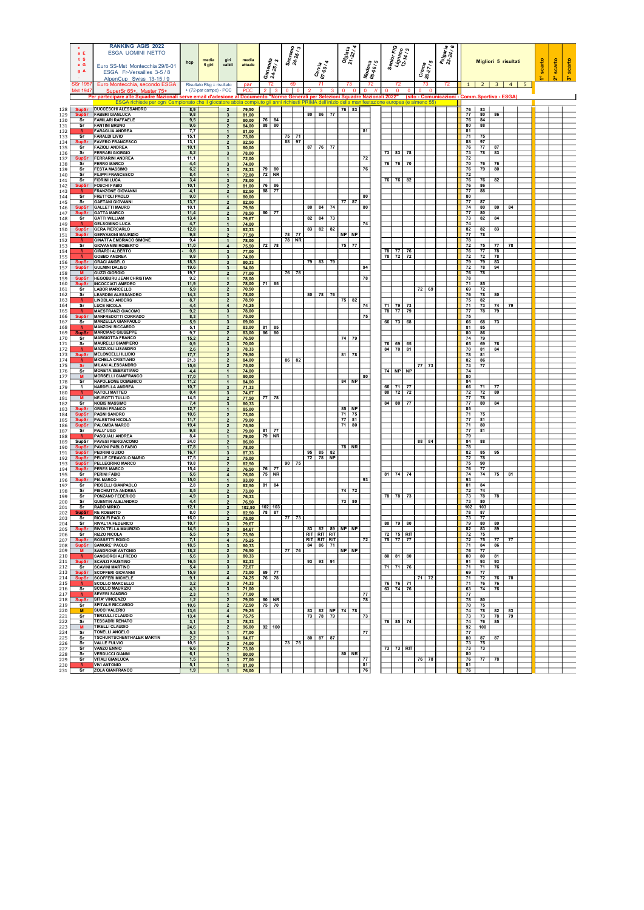**RANKING AGIS 2022**
**ESGA UOMINI NETTO**

Euro SS-Mst Montecchia 29/6-01
ESGA Fr-Versailles 3-5/8
AlpenCup Swiss 13-15/9

SSr 1957 — Euro Montecchia, secondo ESGA
Mst 1947 — SuperSr 65+, Master 75+

Risultato Rkg = risultato + (72-par campo) - PCC

Per partecipare alle Squadre Nazionali serve email d'adesione al Documento "Norme Generali per Selezioni Squadre Nazionali 2022" (sito - Comunicazioni - Comm.Sportiva - ESGA)

ESGA richiede per ogni Campionato che il giocatore abbia compiuto gli anni richiesti PRIMA dell'inizio della manifestazione europea (e almeno 55)

| # | cat | Nome | hcp | media 5 giri | giri validi | media attuale | Garlenda 24-25/3 | | Sanremo 24-25/3 | | Cervia 07-09/4 | | | Olgiata 21-22/4 | | Modena 05-06/5 | Senior FIG Lignano 12-14/5 | | | Crema 26-27/5 | | Foligno 23-24/6 | | Migliori 5 risultati 1 | 2 | 3 | 4 | 5 | 1° scarto | 2° scarto | 3° scarto |
|---|---|---|---|---|---|---|---|---|---|---|---|---|---|---|---|---|---|---|---|---|---|---|---|---|---|---|---|---|---|---|---|
| | | | | | | par | 72 | | 69 | | 71 | | | 73 | | 72 | 72 | | | 73 | | 72 | | | | | | | | | |
| | | | | | | PCC | 2 | 3 | 0 | 0 | 2 | 3 | 3 | 0 | 0 | // | 0 | 0 | 0 | 0 | 0 | | | | | | | | | | |
| 128 | SupSr | DUCCESCHI ALESSANDRO | 8,9 | | 2 | 79,50 | | | | | | | | 76 | 83 | | | | | | | | | 76 | 83 | | | | | | |
| 129 | SupSr | FABBRI GIANLUCA | 9,8 | | 3 | 81,00 | | | | | 80 | 86 | 77 | | | | | | | | | | | 77 | 80 | 86 | | | | | |
| 130 | Sr | FAMILARI RAFFAELE | 9,5 | | 2 | 80,00 | 76 | 84 | | | | | | | | | | | | | | | | 76 | 84 | | | | | | |
| 131 | Sr | FANTINI BRUNO | 9,6 | | 2 | 84,00 | 88 | 80 | | | | | | | | | | | | | | | | 80 | 88 | | | | | | |
| 132 | // | FARAGLIA ANDREA | 7,7 | | 1 | 81,00 | | | | | | | | | | 81 | | | | | | | | 81 | | | | | | | |
| 133 | Sr | FARALDI LIVIO | 15,1 | | 2 | 73,00 | | | 75 | 71 | | | | | | | | | | | | | | 71 | 75 | | | | | | |
| 134 | SupSr | FAVERO FRANCESCO | 13,1 | | 2 | 92,50 | | | 88 | 97 | | | | | | | | | | | | | | 88 | 97 | | | | | | |
| 135 | Sr | FAZIOLI ANDREA | 10,1 | | 3 | 80,00 | | | | | 87 | 76 | 77 | | | | | | | | | | | 76 | 77 | 87 | | | | | |
| 136 | Sr | FERRARI GIORGIO | 8,2 | | 3 | 78,00 | | | | | | | | | | | 73 | 83 | 78 | | | | | 73 | 78 | 83 | | | | | |
| 137 | SupSr | FERRARINI ANDREA | 11,1 | | 1 | 72,00 | | | | | | | | | | 72 | | | | | | | | 72 | | | | | | | |
| 138 | Sr | FERRO MARCO | 4,4 | | 3 | 74,00 | | | | | | | | | | | 76 | 76 | 70 | | | | | 70 | 76 | 76 | | | | | |
| 139 | Sr | FESTA MASSIMO | 6,2 | | 3 | 78,33 | 79 | 80 | | | | | | | | 76 | | | | | | | | 76 | 79 | 80 | | | | | |
| 140 | Sr | FILIPPI FRANCESCO | 8,4 | | 1 | 72,00 | 72 | NR | | | | | | | | | | | | | | | | 72 | | | | | | | |
| 141 | Sr | FIORINI LUCA | 3,4 | | 3 | 78,00 | | | | | | | | | | | 76 | 76 | 82 | | | | | 76 | 76 | 82 | | | | | |
| 142 | SupSr | FOSCHI FABIO | 10,1 | | 2 | 81,00 | 76 | 86 | | | | | | | | | | | | | | | | 76 | 86 | | | | | | |
| 143 | // | FRANZONE GIOVANNI | 4,1 | | 2 | 82,50 | 88 | 77 | | | | | | | | | | | | | | | | 77 | 88 | | | | | | |
| 144 | Sr | FRETTOLI PAOLO | 9,0 | | 1 | 80,00 | | | | | | | | | | 80 | | | | | | | | 80 | | | | | | | |
| 145 | Sr | GAETANI GIOVANNI | 13,7 | | 2 | 82,00 | | | | | | | | 77 | 87 | | | | | | | | | 77 | 87 | | | | | | |
| 146 | SupSr | GALLETTI MAURO | 10,1 | | 4 | 79,50 | | | | | 80 | 84 | 74 | | | 80 | | | | | | | | 74 | 80 | 80 | 84 | | | | |
| 147 | SupSr | GATTA MARCO | 11,4 | | 2 | 78,50 | 80 | 77 | | | | | | | | | | | | | | | | 77 | 80 | | | | | | |
| 148 | Sr | GATTI WILLIAM | 13,4 | | 3 | 79,67 | | | | | 82 | 84 | 73 | | | | | | | | | | | 73 | 82 | 84 | | | | | |
| 149 | // | GELSOMINO LUCA | 4,7 | | 1 | 74,00 | | | | | | | | | | 74 | | | | | | | | 74 | | | | | | | |
| 150 | SupSr | GERA PIERCARLO | 12,8 | | 3 | 82,33 | | | | | 83 | 82 | 82 | | | | | | | | | | | 82 | 82 | 83 | | | | | |
| 151 | SupSr | GERVASONI MAURIZIO | 9,8 | | 2 | 77,50 | | | 78 | 77 | | | | NP | NP | | | | | | | | | 77 | 78 | | | | | | |
| 152 | // | GINATTA EMBRIACO SIMONE | 9,4 | | 1 | 78,00 | | | 78 | NR | | | | | | | | | | | | | | 78 | | | | | | | |
| 153 | Sr | GIOVANNINI ROBERTO | 11,0 | | 4 | 75,50 | 72 | 78 | | | | | | 75 | 77 | | | | | | | | | 72 | 75 | 77 | 78 | | | | |
| 154 | // | GIRARDI ALBERTO | 0,8 | | 3 | 77,00 | | | | | | | | | | | 78 | 77 | 76 | | | | | 76 | 77 | 78 | | | | | |
| 155 | // | GOBBO ANDREA | 9,9 | | 3 | 74,00 | | | | | | | | | | | 78 | 72 | 72 | | | | | 72 | 72 | 78 | | | | | |
| 156 | SupSr | GRACI ANGELO | 18,3 | | 3 | 80,33 | | | | | 79 | 83 | 79 | | | | | | | | | | | 79 | 79 | 83 | | | | | |
| 157 | SupSr | GULMINI DALISO | 19,6 | | 3 | 94,00 | | | | | | | | | | 94 | | | | | | | | 72 | 78 | 94 | | | | | |
| 158 | M | GUZZI GIORGIO | 19,7 | | 2 | 77,00 | | | 76 | 78 | | | | | | | | | | | | | | 76 | 78 | | | | | | |
| 159 | SupSr | HEGOBURU JEAN CHRISTIAN | 9,2 | | 1 | 78,00 | | | | | | | | | | 78 | | | | | | | | 78 | | | | | | | |
| 160 | SupSr | INCOCCIATI AMEDEO | 11,9 | | 2 | 78,00 | 71 | 85 | | | | | | | | | | | | | | | | 71 | 85 | | | | | | |
| 161 | Sr | LABOR MARCELLO | 5,9 | | 2 | 70,50 | | | | | | | | | | | | | | 72 | 69 | | | 69 | 72 | | | | | | |
| 162 | Sr | LEARDINI ALESSANDRO | 14,3 | | 3 | 78,00 | | | | | 80 | 78 | 76 | | | | | | | | | | | 76 | 78 | 80 | | | | | |
| 163 | // | LINDBLAD ANDERS | 8,7 | | 2 | 78,50 | | | | | | | | 75 | 82 | | | | | | | | | 75 | 82 | | | | | | |
| 164 | Sr | LUCE NICOLA | 4,4 | | 4 | 74,25 | | | | | | | | | | 74 | 71 | 79 | 73 | | | | | 71 | 73 | 74 | 79 | | | | |
| 165 | // | MAESTRANZI GIACOMO | 9,2 | | 3 | 78,00 | | | | | | | | | | | 78 | 77 | 79 | | | | | 77 | 78 | 79 | | | | | |
| 166 | SupSr | MANFREDOTTI CORRADO | 8,3 | | 1 | 75,00 | | | | | | | | | | 75 | | | | | | | | 75 | | | | | | | |
| 167 | Sr | MANZELLA GIANPAOLO | 5,9 | | 3 | 69,00 | | | | | | | | | | | 66 | 73 | 68 | | | | | 66 | 68 | 73 | | | | | |
| 168 | // | MANZONI RICCARDO | 5,1 | | 2 | 83,00 | 81 | 85 | | | | | | | | | | | | | | | | 81 | 85 | | | | | | |
| 169 | SupSr | MARCIANO GIUSEPPE | 9,7 | | 2 | 83,00 | 86 | 80 | | | | | | | | | | | | | | | | 80 | 86 | | | | | | |
| 170 | Sr | MARGIOTTA FRANCO | 15,2 | | 2 | 76,50 | | | | | | | | 74 | 79 | | | | | | | | | 74 | 79 | | | | | | |
| 171 | Sr | MAURELLI GIAMPIERO | 0,9 | | 3 | 70,00 | | | | | | | | | | | 76 | 69 | 65 | | | | | 65 | 69 | 76 | | | | | |
| 172 | // | MAZZUOLI LISANDRO | 2,6 | | 3 | 78,33 | | | | | | | | | | | 84 | 70 | 81 | | | | | 70 | 81 | 84 | | | | | |
| 173 | SupSr | MELONCELLI ILLIDIO | 17,7 | | 2 | 79,50 | | | | | | | | 81 | 78 | | | | | | | | | 78 | 81 | | | | | | |
| 174 | // | MICHELA CRISTIANO | 21,3 | | 2 | 84,00 | | | 86 | 82 | | | | | | | | | | | | | | 82 | 86 | | | | | | |
| 175 | Sr | MILANI ALESSANDRO | 15,6 | | 2 | 75,00 | | | | | | | | | | | | | | 77 | 73 | | | 73 | 77 | | | | | | |
| 176 | Sr | MONETA SEBASTIANO | 4,4 | | 1 | 74,00 | | | | | | | | | | | 74 | NP | NP | | | | | 74 | | | | | | | |
| 177 | // | MORSELLI GIANFRANCO | 17,0 | | 1 | 80,00 | | | | | | | | | | 80 | | | | | | | | 80 | | | | | | | |
| 178 | Sr | NAPOLEONE DOMENICO | 11,2 | | 1 | 84,00 | | | | | | | | 84 | NP | | | | | | | | | 84 | | | | | | | |
| 179 | // | NARDELLA ANDREA | 10,7 | | 3 | 71,33 | | | | | | | | | | | 66 | 71 | 77 | | | | | 66 | 71 | 77 | | | | | |
| 180 | // | NATOLI MATTEO | 0,4 | | 3 | 74,67 | | | | | | | | | | | 80 | 72 | 72 | | | | | 72 | 72 | 80 | | | | | |
| 181 | M | NEJROTTI TULLIO | 14,5 | | 2 | 77,50 | 77 | 78 | | | | | | | | | | | | | | | | 77 | 78 | | | | | | |
| 182 | Sr | NOBIS MASSIMO | 7,4 | | 3 | 80,33 | | | | | | | | | | | 84 | 80 | 77 | | | | | 77 | 80 | 84 | | | | | |
| 183 | SupSr | ORSINI FRANCO | 12,7 | | 1 | 85,00 | | | | | | | | 85 | NP | | | | | | | | | 85 | | | | | | | |
| 184 | SupSr | PAGNI SANDRO | 10,6 | | 2 | 73,00 | | | | | | | | 71 | 75 | | | | | | | | | 71 | 75 | | | | | | |
| 185 | SupSr | PALESTINI NICOLA | 11,7 | | 2 | 79,00 | | | | | | | | 77 | 81 | | | | | | | | | 77 | 81 | | | | | | |
| 186 | SupSr | PALOMBA MARCO | 19,4 | | 2 | 75,50 | | | | | | | | 71 | 80 | | | | | | | | | 71 | 80 | | | | | | |
| 187 | Sr | PALU' UGO | 9,8 | | 2 | 79,00 | 81 | 77 | | | | | | | | | | | | | | | | 77 | 81 | | | | | | |
| 188 | // | PASQUALI ANDREA | 8,4 | | 1 | 79,00 | 79 | NR | | | | | | | | | | | | | | | | 79 | | | | | | | |
| 189 | SupSr | PAVESI PIERGIACOMO | 24,0 | | 2 | 86,00 | | | | | | | | | | | | | | 88 | 84 | | | 84 | 88 | | | | | | |
| 190 | SupSr | PAVONI PABLO FABIO | 17,8 | | 1 | 78,00 | | | | | | | | 78 | NR | | | | | | | | | 78 | | | | | | | |
| 191 | SupSr | PEDRINI GUIDO | 16,7 | | 3 | 87,33 | | | | | 95 | 85 | 82 | | | | | | | | | | | 82 | 85 | 95 | | | | | |
| 192 | SupSr | PELLE CERAVOLO MARIO | 17,5 | | 2 | 75,00 | | | | | 72 | 78 | NP | | | | | | | | | | | 72 | 78 | | | | | | |
| 193 | SupSr | PELLEGRINO MARCO | 19,8 | | 2 | 82,50 | | | 90 | 75 | | | | | | | | | | | | | | 75 | 90 | | | | | | |
| 194 | SupSr | PERES MARCO | 15,4 | | 2 | 76,50 | 76 | 77 | | | | | | | | | | | | | | | | 76 | 77 | | | | | | |
| 195 | Sr | PERINI FABIO | 5,6 | | 4 | 76,00 | 75 | NR | | | | | | | | | 81 | 74 | 74 | | | | | 74 | 74 | 75 | 81 | | | | |
| 196 | SupSr | PIA MARCO | 15,0 | | 1 | 93,00 | | | | | | | | | | 93 | | | | | | | | 93 | | | | | | | |
| 197 | Sr | PIOSELLI GIANPAOLO | 2,8 | | 2 | 82,50 | 81 | 84 | | | | | | | | | | | | | | | | 81 | 84 | | | | | | |
| 198 | Sr | PISCHIUTTA ANDREA | 8,5 | | 2 | 73,00 | | | | | | | | 74 | 72 | | | | | | | | | 72 | 74 | | | | | | |
| 199 | Sr | PONZANO FEDERICO | 4,9 | | 3 | 76,33 | | | | | | | | | | | 78 | 78 | 73 | | | | | 73 | 78 | 78 | | | | | |
| 200 | Sr | QUENTIN ALEJANDRO | 4,4 | | 2 | 76,50 | | | | | | | | 73 | 80 | | | | | | | | | 73 | 80 | | | | | | |
| 201 | Sr | RADO MIRKO | 12,1 | | 2 | 102,50 | 102 | 103 | | | | | | | | | | | | | | | | 102 | 103 | | | | | | |
| 202 | SupSr | RE ROBERTO | 8,0 | | 2 | 82,50 | 78 | 87 | | | | | | | | | | | | | | | | 78 | 87 | | | | | | |
| 203 | Sr | RICOLFI PAOLO | 16,0 | | 2 | 75,00 | | | 77 | 73 | | | | | | | | | | | | | | 73 | 77 | | | | | | |
| 204 | Sr | RIVALTA FEDERICO | 10,7 | | 3 | 79,67 | | | | | | | | | | | 80 | 79 | 80 | | | | | 79 | 80 | 80 | | | | | |
| 205 | SupSr | RIVOLTELLA MAURIZIO | 14,5 | | 3 | 84,67 | | | | | 83 | 82 | 89 | NP | NP | | | | | | | | | 82 | 83 | 89 | | | | | |
| 206 | Sr | RIZZO NICOLA | 5,5 | | 2 | 73,50 | | | | | RIT | RIT | RIT | | | | 72 | 75 | RIT | | | | | 72 | 75 | | | | | | |
| 207 | SupSr | ROSSETTI EGIDIO | 7,1 | | 4 | 75,25 | | | | | RIT | RIT | RIT | | | 72 | 75 | 77 | 77 | | | | | 72 | 75 | 77 | 77 | | | | |
| 208 | SupSr | SAMORE' PAOLO | 18,5 | | 3 | 80,33 | | | | | 84 | 86 | 71 | | | | | | | | | | | 71 | 84 | 86 | | | | | |
| 209 | M | SANDRONE ANTONIO | 18,2 | | 2 | 76,50 | | | 77 | 76 | | | | NP | NP | | | | | | | | | 76 | 77 | | | | | | |
| 210 | // | SANGIORGI ALFREDO | 5,6 | | 3 | 80,33 | | | | | | | | | | | 80 | 81 | 80 | | | | | 80 | 80 | 81 | | | | | |
| 211 | SupSr | SCANZI FAUSTINO | 16,5 | | 3 | 92,33 | | | | | 93 | 93 | 91 | | | | | | | | | | | 91 | 93 | 93 | | | | | |
| 212 | Sr | SCAVINI MARTINO | 5,4 | | 3 | 72,67 | | | | | | | | | | | 71 | 71 | 76 | | | | | 71 | 71 | 76 | | | | | |
| 213 | SupSr | SCOFFERI GIOVANNI | 15,9 | | 2 | 73,00 | 69 | 77 | | | | | | | | | | | | | | | | 69 | 77 | | | | | | |
| 214 | SupSr | SCOFFERI MICHELE | 9,1 | | 4 | 74,25 | 76 | 78 | | | | | | | | | | | | 71 | 72 | | | 71 | 72 | 76 | 78 | | | | |
| 215 | // | SCOLLO MARCELLO | 3,2 | | 3 | 74,33 | | | | | | | | | | | 76 | 76 | 71 | | | | | 71 | 76 | 76 | | | | | |
| 216 | Sr | SCOLLO MAURIZIO | 4,3 | | 3 | 71,00 | | | | | | | | | | | 63 | 74 | 76 | | | | | 63 | 74 | 76 | | | | | |
| 217 | // | SEVERI SANDRO | 2,3 | | 1 | 77,00 | | | | | | | | | | 77 | | | | | | | | 77 | | | | | | | |
| 218 | SupSr | SITA' VINCENZO | 1,2 | | 2 | 79,00 | 80 | NR | | | | | | | | 78 | | | | | | | | 78 | 80 | | | | | | |
| 219 | Sr | SPITALE RICCARDO | 10,6 | | 2 | 72,50 | 75 | 70 | | | | | | | | | | | | | | | | 70 | 75 | | | | | | |
| 220 | M | SUCCI VALERIO | 13,6 | | 4 | 79,25 | | | | | 83 | 82 | NP | 74 | 78 | | | | | | | | | 74 | 78 | 82 | 83 | | | | |
| 221 | Sr | TERZULLI CLAUDIO | 13,4 | | 4 | 75,75 | | | | | 73 | 78 | 79 | | | 73 | | | | | | | | 73 | 73 | 78 | 79 | | | | |
| 222 | Sr | TESSADRI RENATO | 3,1 | | 3 | 78,33 | | | | | | | | | | | 76 | 85 | 74 | | | | | 74 | 76 | 85 | | | | | |
| 223 | M | TIRELLI CLAUDIO | 24,6 | | 2 | 96,00 | 92 | 100 | | | | | | | | | | | | | | | | 92 | 100 | | | | | | |
| 224 | Sr | TONELLI ANGELO | 5,3 | | 1 | 77,00 | | | | | | | | | | 77 | | | | | | | | 77 | | | | | | | |
| 225 | Sr | TSCHURTSCHENTHALER MARTIN | 2,2 | | 3 | 84,67 | | | | | 80 | 87 | 87 | | | | | | | | | | | 80 | 87 | 87 | | | | | |
| 226 | Sr | VALLE FULVIO | 10,5 | | 2 | 74,00 | | | 73 | 75 | | | | | | | | | | | | | | 73 | 75 | | | | | | |
| 227 | Sr | VANZO ENNIO | 6,6 | | 2 | 73,00 | | | | | | | | | | | 73 | 73 | RIT | | | | | 73 | 73 | | | | | | |
| 228 | Sr | VERDUCCI GIANNI | 6,1 | | 1 | 80,00 | | | | | | | | 80 | NR | | | | | | | | | 80 | | | | | | | |
| 229 | Sr | VITALI GIANLUCA | 1,5 | | 3 | 77,00 | | | | | | | | | | 77 | | | | 76 | 78 | | | 76 | 77 | 78 | | | | | |
| 230 | // | VIVI ANTONIO | 5,1 | | 1 | 81,00 | | | | | | | | | | 81 | | | | | | | | 81 | | | | | | | |
| 231 | Sr | ZOLA GIANFRANCO | 1,9 | | 1 | 76,00 | | | | | | | | | | 76 | | | | | | | | 76 | | | | | | | |